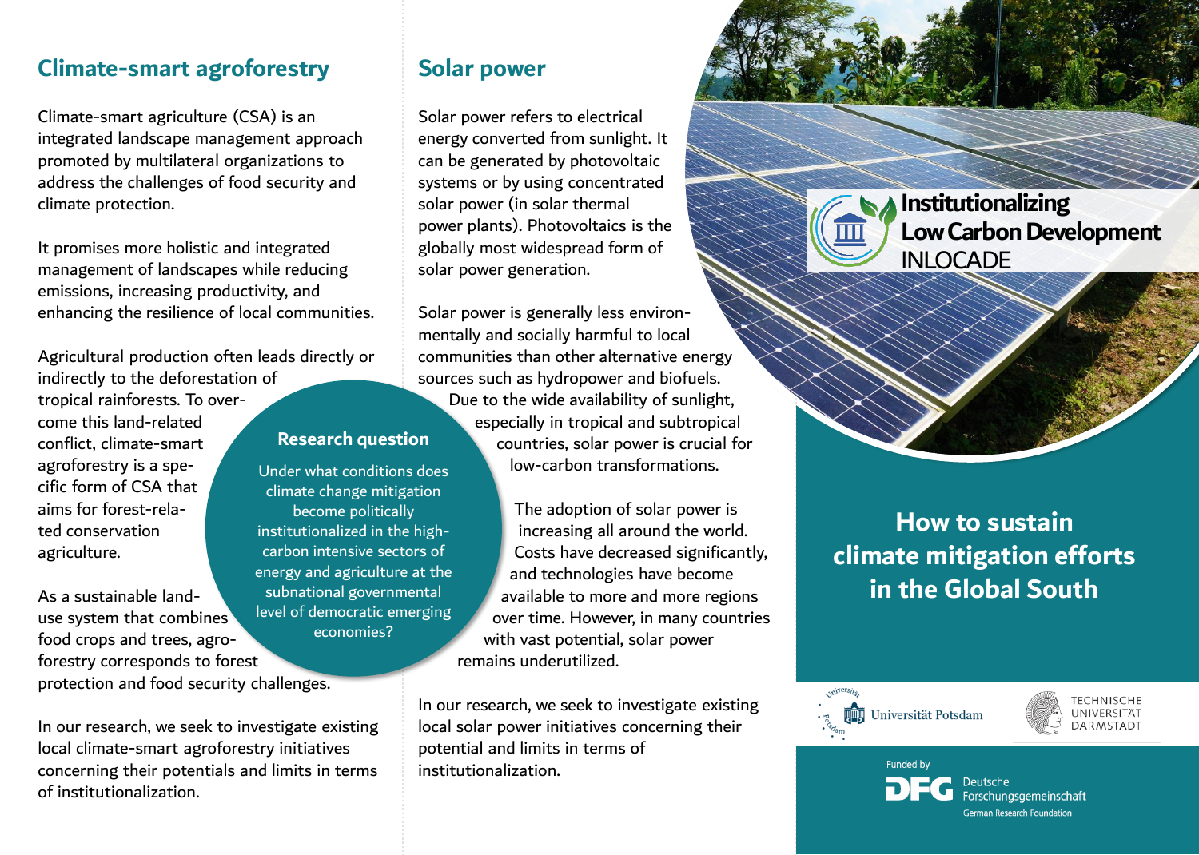## Climate-smart agroforestry

Climate-smart agriculture (CSA) is an integrated landscape management approach promoted by multilateral organizations to address the challenges of food security and climate protection.

It promises more holistic and integrated management of landscapes while reducing emissions, increasing productivity, and enhancing the resilience of local communities.

Agricultural production often leads directly or indirectly to the deforestation of tropical rainforests. To overcome this land-related conflict, climate-smart agroforestry is a specific form of CSA that aims for forest-related conservation agriculture.

As a sustainable land-use system that combines food crops and trees, agroforestry corresponds to forest protection and food security challenges.

In our research, we seek to investigate existing local climate-smart agroforestry initiatives concerning their potentials and limits in terms of institutionalization.

### Research question

Under what conditions does climate change mitigation become politically institutionalized in the high-carbon intensive sectors of energy and agriculture at the subnational governmental level of democratic emerging economies?

## Solar power

Solar power refers to electrical energy converted from sunlight. It can be generated by photovoltaic systems or by using concentrated solar power (in solar thermal power plants). Photovoltaics is the globally most widespread form of solar power generation.

Solar power is generally less environmentally and socially harmful to local communities than other alternative energy sources such as hydropower and biofuels. Due to the wide availability of sunlight, especially in tropical and subtropical countries, solar power is crucial for low-carbon transformations.

The adoption of solar power is increasing all around the world. Costs have decreased significantly, and technologies have become available to more and more regions over time. However, in many countries with vast potential, solar power remains underutilized.

In our research, we seek to investigate existing local solar power initiatives concerning their potential and limits in terms of institutionalization.

**Institutionalizing Low Carbon Development**
INLOCADE

# How to sustain climate mitigation efforts in the Global South

Universität Potsdam

TECHNISCHE UNIVERSITÄT DARMSTADT

Funded by
DFG Deutsche Forschungsgemeinschaft
German Research Foundation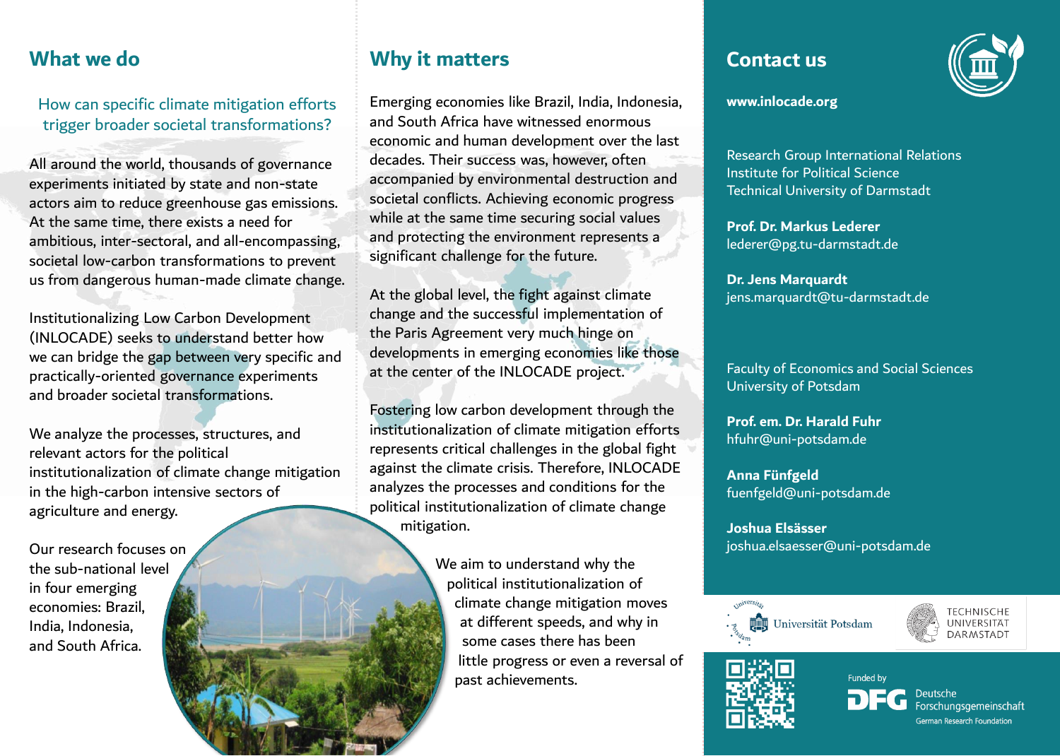## What we do

How can specific climate mitigation efforts trigger broader societal transformations?

All around the world, thousands of governance experiments initiated by state and non-state actors aim to reduce greenhouse gas emissions. At the same time, there exists a need for ambitious, inter-sectoral, and all-encompassing, societal low-carbon transformations to prevent us from dangerous human-made climate change.

Institutionalizing Low Carbon Development (INLOCADE) seeks to understand better how we can bridge the gap between very specific and practically-oriented governance experiments and broader societal transformations.

We analyze the processes, structures, and relevant actors for the political institutionalization of climate change mitigation in the high-carbon intensive sectors of agriculture and energy.

Our research focuses on the sub-national level in four emerging economies: Brazil, India, Indonesia, and South Africa.

## Why it matters

Emerging economies like Brazil, India, Indonesia, and South Africa have witnessed enormous economic and human development over the last decades. Their success was, however, often accompanied by environmental destruction and societal conflicts. Achieving economic progress while at the same time securing social values and protecting the environment represents a significant challenge for the future.

At the global level, the fight against climate change and the successful implementation of the Paris Agreement very much hinge on developments in emerging economies like those at the center of the INLOCADE project.

Fostering low carbon development through the institutionalization of climate mitigation efforts represents critical challenges in the global fight against the climate crisis. Therefore, INLOCADE analyzes the processes and conditions for the political institutionalization of climate change mitigation.

We aim to understand why the political institutionalization of climate change mitigation moves at different speeds, and why in some cases there has been little progress or even a reversal of past achievements.

## Contact us

**www.inlocade.org**

Research Group International Relations
Institute for Political Science
Technical University of Darmstadt

**Prof. Dr. Markus Lederer**
lederer@pg.tu-darmstadt.de

**Dr. Jens Marquardt**
jens.marquardt@tu-darmstadt.de

Faculty of Economics and Social Sciences
University of Potsdam

**Prof. em. Dr. Harald Fuhr**
hfuhr@uni-potsdam.de

**Anna Fünfgeld**
fuenfgeld@uni-potsdam.de

**Joshua Elsässer**
joshua.elsaesser@uni-potsdam.de

Universität Potsdam

TECHNISCHE UNIVERSITÄT DARMSTADT

Funded by
DFG Deutsche Forschungsgemeinschaft
German Research Foundation